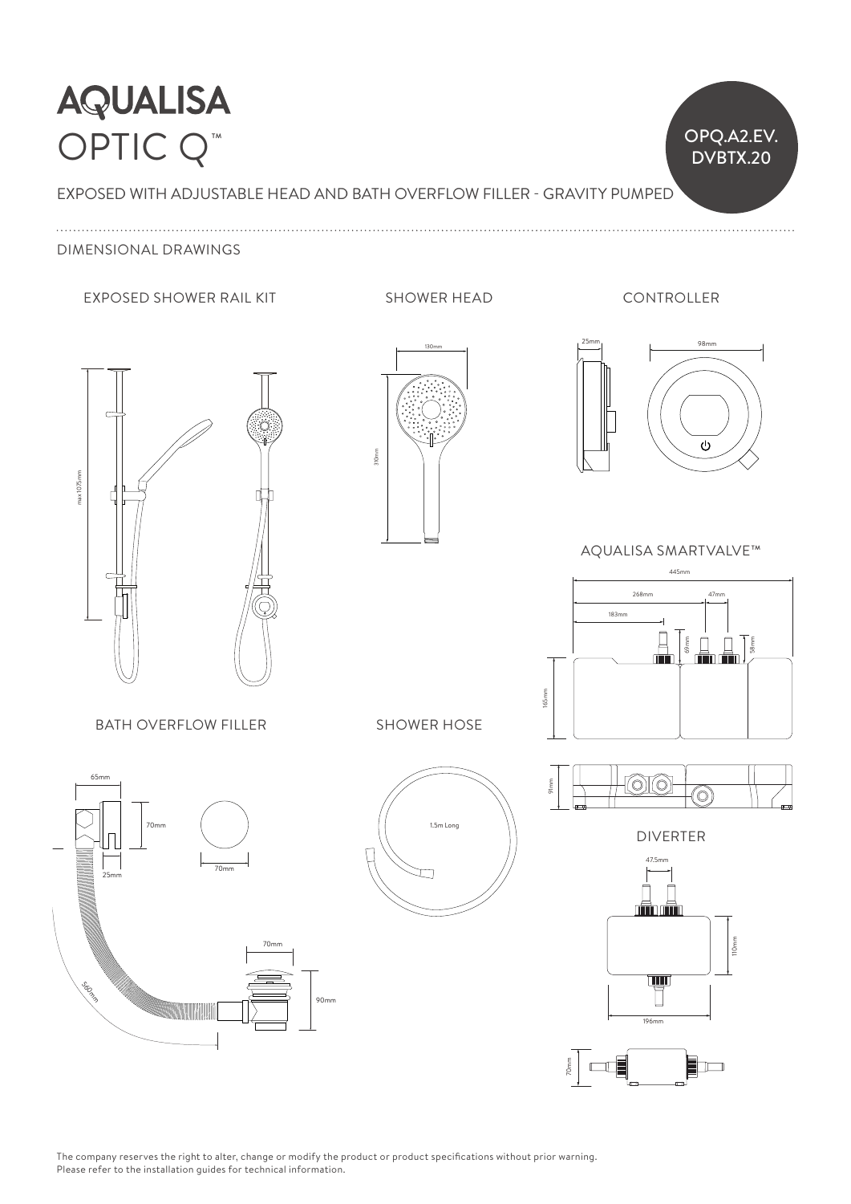# AQUALISA
# OPTIC Q™

OPQ.A2.EV.DVBTX.20

EXPOSED WITH ADJUSTABLE HEAD AND BATH OVERFLOW FILLER - GRAVITY PUMPED

## DIMENSIONAL DRAWINGS

### EXPOSED SHOWER RAIL KIT

max 1075mm

### SHOWER HEAD

130mm

310mm

### CONTROLLER

25mm

98mm

### AQUALISA SMARTVALVE™

445mm

268mm

47mm

183mm

69mm

58mm

165mm

91mm

### BATH OVERFLOW FILLER

65mm

70mm

25mm

70mm

560mm

70mm

90mm

### SHOWER HOSE

1.5m Long

### DIVERTER

47.5mm

110mm

196mm

70mm

The company reserves the right to alter, change or modify the product or product specifications without prior warning.
Please refer to the installation guides for technical information.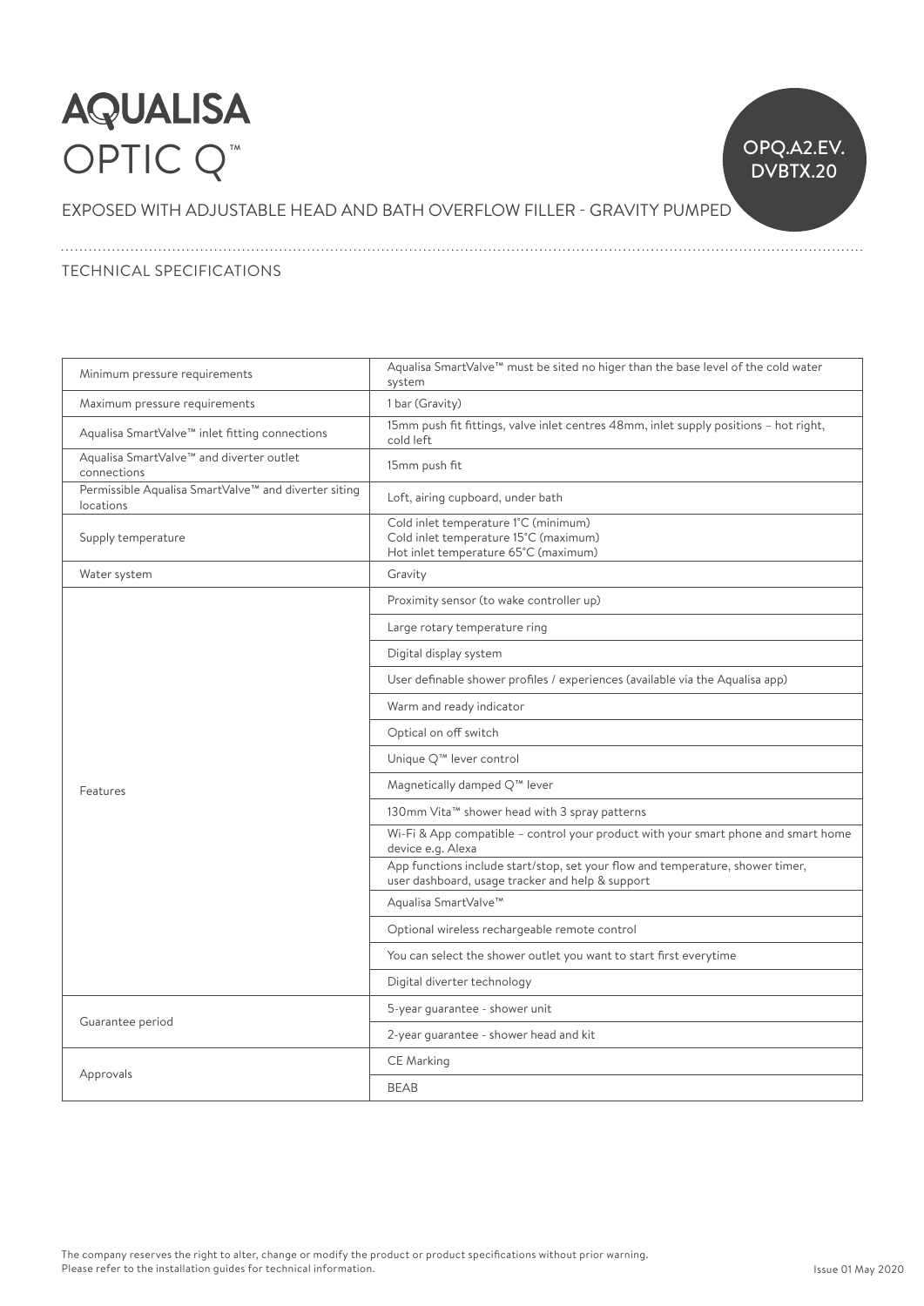# AQUALISA
# OPTIC Q™

OPQ.A2.EV.DVBTX.20

EXPOSED WITH ADJUSTABLE HEAD AND BATH OVERFLOW FILLER - GRAVITY PUMPED

TECHNICAL SPECIFICATIONS

| | |
|---|---|
| Minimum pressure requirements | Aqualisa SmartValve™ must be sited no higer than the base level of the cold water system |
| Maximum pressure requirements | 1 bar (Gravity) |
| Aqualisa SmartValve™ inlet fitting connections | 15mm push fit fittings, valve inlet centres 48mm, inlet supply positions – hot right, cold left |
| Aqualisa SmartValve™ and diverter outlet connections | 15mm push fit |
| Permissible Aqualisa SmartValve™ and diverter siting locations | Loft, airing cupboard, under bath |
| Supply temperature | Cold inlet temperature 1°C (minimum)<br>Cold inlet temperature 15°C (maximum)<br>Hot inlet temperature 65°C (maximum) |
| Water system | Gravity |
| Features | Proximity sensor (to wake controller up) |
| | Large rotary temperature ring |
| | Digital display system |
| | User definable shower profiles / experiences (available via the Aqualisa app) |
| | Warm and ready indicator |
| | Optical on off switch |
| | Unique Q™ lever control |
| | Magnetically damped Q™ lever |
| | 130mm Vita™ shower head with 3 spray patterns |
| | Wi-Fi & App compatible – control your product with your smart phone and smart home device e.g. Alexa |
| | App functions include start/stop, set your flow and temperature, shower timer, user dashboard, usage tracker and help & support |
| | Aqualisa SmartValve™ |
| | Optional wireless rechargeable remote control |
| | You can select the shower outlet you want to start first everytime |
| | Digital diverter technology |
| Guarantee period | 5-year guarantee - shower unit |
| | 2-year guarantee - shower head and kit |
| Approvals | CE Marking |
| | BEAB |

The company reserves the right to alter, change or modify the product or product specifications without prior warning.
Please refer to the installation guides for technical information.

Issue 01 May 2020